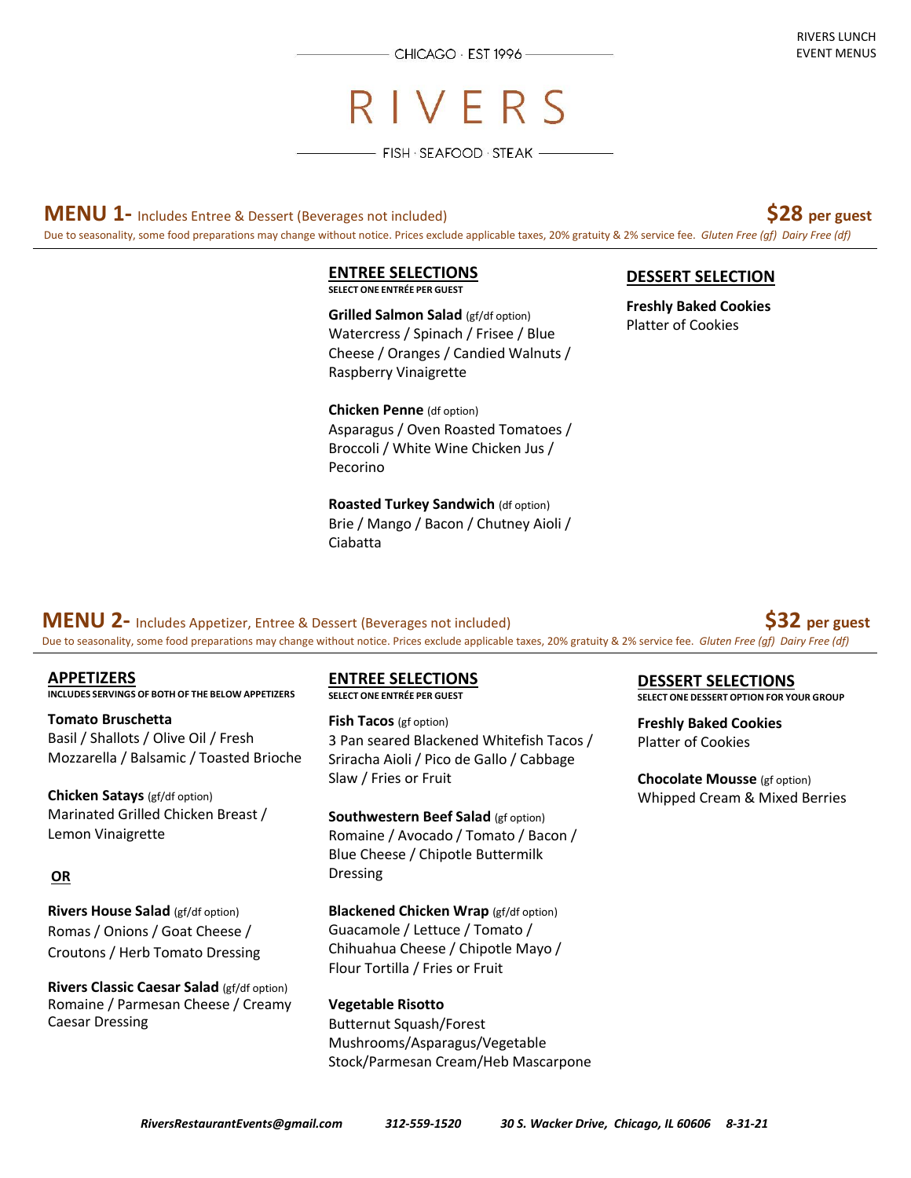CHICAGO · EST 1996

RIVERS LUNCH EVENT MENUS

# RIVERS

FISH · SEAFOOD · STEAK

## MENU 1- Includes Entree & Dessert (Beverages not included) — $28 per guest

Due to seasonality, some food preparations may change without notice. Prices exclude applicable taxes, 20% gratuity & 2% service fee. *Gluten Free (gf) Dairy Free (df)*

### ENTREE SELECTIONS

**SELECT ONE ENTRÉE PER GUEST**

**Grilled Salmon Salad** (gf/df option)
Watercress / Spinach / Frisee / Blue Cheese / Oranges / Candied Walnuts / Raspberry Vinaigrette

**Chicken Penne** (df option)
Asparagus / Oven Roasted Tomatoes / Broccoli / White Wine Chicken Jus / Pecorino

**Roasted Turkey Sandwich** (df option)
Brie / Mango / Bacon / Chutney Aioli / Ciabatta

### DESSERT SELECTION

**Freshly Baked Cookies**
Platter of Cookies

## MENU 2- Includes Appetizer, Entree & Dessert (Beverages not included) — $32 per guest

Due to seasonality, some food preparations may change without notice. Prices exclude applicable taxes, 20% gratuity & 2% service fee. *Gluten Free (gf) Dairy Free (df)*

### APPETIZERS

**INCLUDES SERVINGS OF BOTH OF THE BELOW APPETIZERS**

**Tomato Bruschetta**
Basil / Shallots / Olive Oil / Fresh Mozzarella / Balsamic / Toasted Brioche

**Chicken Satays** (gf/df option)
Marinated Grilled Chicken Breast / Lemon Vinaigrette

**OR**

**Rivers House Salad** (gf/df option)
Romas / Onions / Goat Cheese / Croutons / Herb Tomato Dressing

**Rivers Classic Caesar Salad** (gf/df option)
Romaine / Parmesan Cheese / Creamy Caesar Dressing

### ENTREE SELECTIONS

**SELECT ONE ENTRÉE PER GUEST**

**Fish Tacos** (gf option)
3 Pan seared Blackened Whitefish Tacos / Sriracha Aioli / Pico de Gallo / Cabbage Slaw / Fries or Fruit

**Southwestern Beef Salad** (gf option)
Romaine / Avocado / Tomato / Bacon / Blue Cheese / Chipotle Buttermilk Dressing

**Blackened Chicken Wrap** (gf/df option)
Guacamole / Lettuce / Tomato / Chihuahua Cheese / Chipotle Mayo / Flour Tortilla / Fries or Fruit

**Vegetable Risotto**
Butternut Squash/Forest Mushrooms/Asparagus/Vegetable Stock/Parmesan Cream/Heb Mascarpone

### DESSERT SELECTIONS

**SELECT ONE DESSERT OPTION FOR YOUR GROUP**

**Freshly Baked Cookies**
Platter of Cookies

**Chocolate Mousse** (gf option)
Whipped Cream & Mixed Berries

*RiversRestaurantEvents@gmail.com 312-559-1520 30 S. Wacker Drive, Chicago, IL 60606 8-31-21*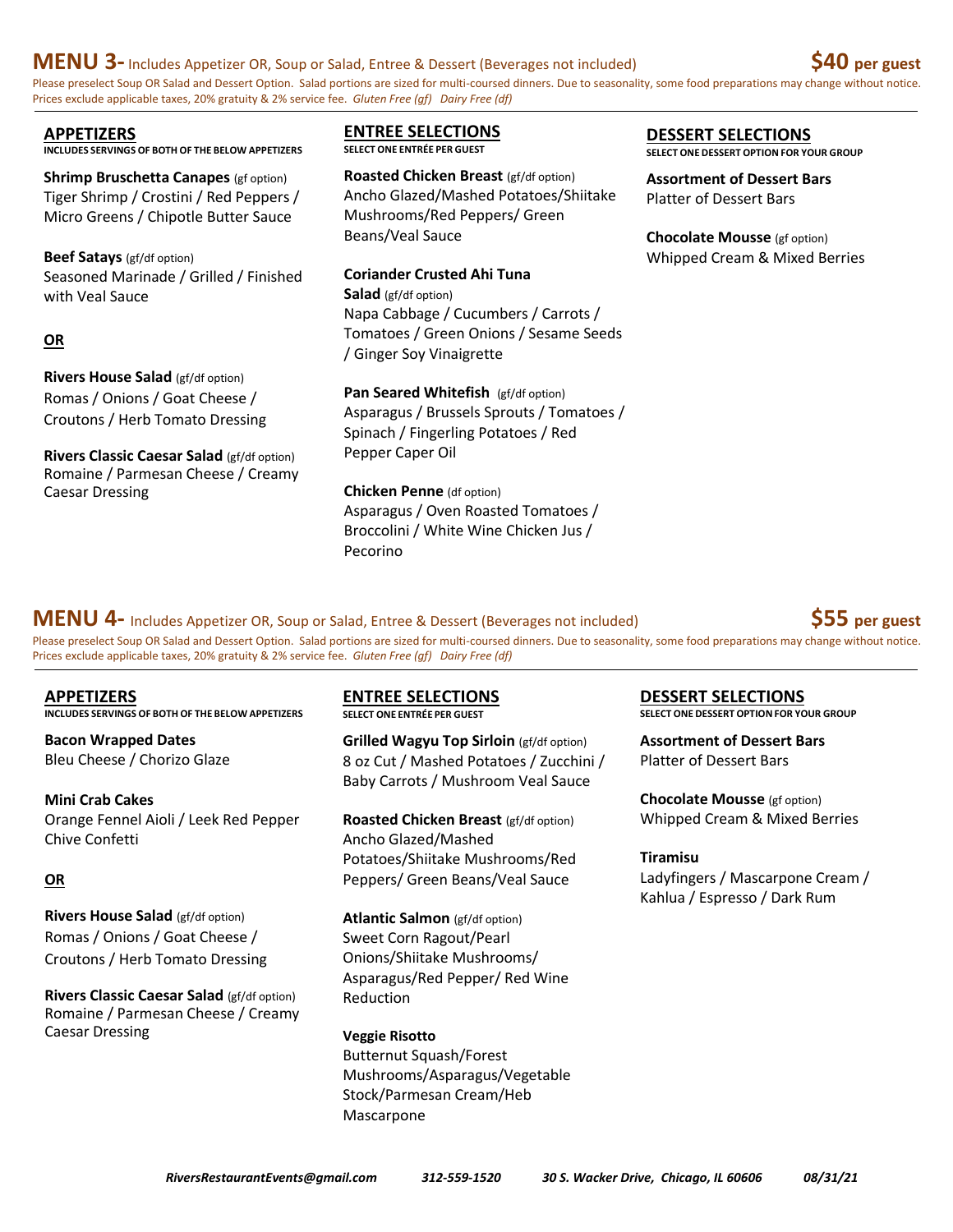# MENU 3- Includes Appetizer OR, Soup or Salad, Entree & Dessert (Beverages not included) **$40 per guest**

Please preselect Soup OR Salad and Dessert Option. Salad portions are sized for multi-coursed dinners. Due to seasonality, some food preparations may change without notice. Prices exclude applicable taxes, 20% gratuity & 2% service fee. *Gluten Free (gf) Dairy Free (df)*

## APPETIZERS

**INCLUDES SERVINGS OF BOTH OF THE BELOW APPETIZERS**

**Shrimp Bruschetta Canapes** (gf option)
Tiger Shrimp / Crostini / Red Peppers / Micro Greens / Chipotle Butter Sauce

**Beef Satays** (gf/df option)
Seasoned Marinade / Grilled / Finished with Veal Sauce

**OR**

**Rivers House Salad** (gf/df option)
Romas / Onions / Goat Cheese / Croutons / Herb Tomato Dressing

**Rivers Classic Caesar Salad** (gf/df option)
Romaine / Parmesan Cheese / Creamy Caesar Dressing

## ENTREE SELECTIONS

**SELECT ONE ENTRÉE PER GUEST**

**Roasted Chicken Breast** (gf/df option)
Ancho Glazed/Mashed Potatoes/Shiitake Mushrooms/Red Peppers/ Green Beans/Veal Sauce

**Coriander Crusted Ahi Tuna Salad** (gf/df option)
Napa Cabbage / Cucumbers / Carrots / Tomatoes / Green Onions / Sesame Seeds / Ginger Soy Vinaigrette

**Pan Seared Whitefish** (gf/df option)
Asparagus / Brussels Sprouts / Tomatoes / Spinach / Fingerling Potatoes / Red Pepper Caper Oil

**Chicken Penne** (df option)
Asparagus / Oven Roasted Tomatoes / Broccolini / White Wine Chicken Jus / Pecorino

## DESSERT SELECTIONS

**SELECT ONE DESSERT OPTION FOR YOUR GROUP**

**Assortment of Dessert Bars**
Platter of Dessert Bars

**Chocolate Mousse** (gf option)
Whipped Cream & Mixed Berries

# MENU 4- Includes Appetizer OR, Soup or Salad, Entree & Dessert (Beverages not included) **$55 per guest**

Please preselect Soup OR Salad and Dessert Option. Salad portions are sized for multi-coursed dinners. Due to seasonality, some food preparations may change without notice. Prices exclude applicable taxes, 20% gratuity & 2% service fee. *Gluten Free (gf) Dairy Free (df)*

## APPETIZERS

**INCLUDES SERVINGS OF BOTH OF THE BELOW APPETIZERS**

**Bacon Wrapped Dates**
Bleu Cheese / Chorizo Glaze

**Mini Crab Cakes**
Orange Fennel Aioli / Leek Red Pepper Chive Confetti

**OR**

**Rivers House Salad** (gf/df option)
Romas / Onions / Goat Cheese / Croutons / Herb Tomato Dressing

**Rivers Classic Caesar Salad** (gf/df option)
Romaine / Parmesan Cheese / Creamy Caesar Dressing

## ENTREE SELECTIONS

**SELECT ONE ENTRÉE PER GUEST**

**Grilled Wagyu Top Sirloin** (gf/df option)
8 oz Cut / Mashed Potatoes / Zucchini / Baby Carrots / Mushroom Veal Sauce

**Roasted Chicken Breast** (gf/df option)
Ancho Glazed/Mashed Potatoes/Shiitake Mushrooms/Red Peppers/ Green Beans/Veal Sauce

**Atlantic Salmon** (gf/df option)
Sweet Corn Ragout/Pearl Onions/Shiitake Mushrooms/ Asparagus/Red Pepper/ Red Wine Reduction

**Veggie Risotto**
Butternut Squash/Forest Mushrooms/Asparagus/Vegetable Stock/Parmesan Cream/Heb Mascarpone

## DESSERT SELECTIONS

**SELECT ONE DESSERT OPTION FOR YOUR GROUP**

**Assortment of Dessert Bars**
Platter of Dessert Bars

**Chocolate Mousse** (gf option)
Whipped Cream & Mixed Berries

**Tiramisu**
Ladyfingers / Mascarpone Cream / Kahlua / Espresso / Dark Rum

*RiversRestaurantEvents@gmail.com 312-559-1520 30 S. Wacker Drive, Chicago, IL 60606 08/31/21*